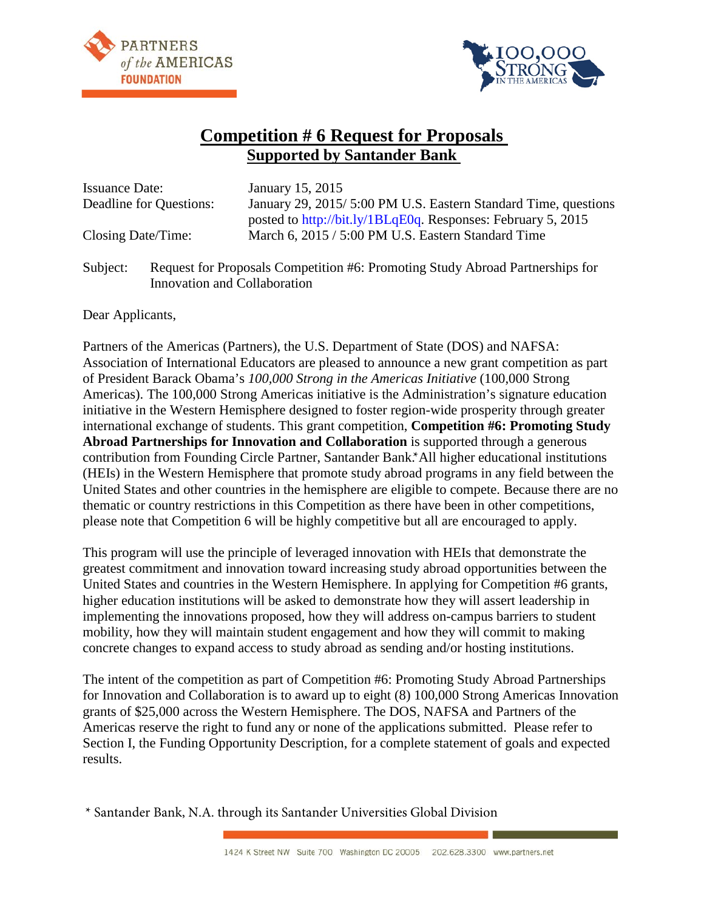# Competition # 6 Request for Proposals

## Supported by Santander Bank

| | |
|---|---|
| Issuance Date: | January 15, 2015 |
| Deadline for Questions: | January 29, 2015/ 5:00 PM U.S. Eastern Standard Time, questions posted to http://bit.ly/1BLqE0q. Responses: February 5, 2015 |
| Closing Date/Time: | March 6, 2015 / 5:00 PM U.S. Eastern Standard Time |

Subject: Request for Proposals Competition #6: Promoting Study Abroad Partnerships for Innovation and Collaboration

Dear Applicants,

Partners of the Americas (Partners), the U.S. Department of State (DOS) and NAFSA: Association of International Educators are pleased to announce a new grant competition as part of President Barack Obama's *100,000 Strong in the Americas Initiative* (100,000 Strong Americas). The 100,000 Strong Americas initiative is the Administration's signature education initiative in the Western Hemisphere designed to foster region-wide prosperity through greater international exchange of students. This grant competition, **Competition #6: Promoting Study Abroad Partnerships for Innovation and Collaboration** is supported through a generous contribution from Founding Circle Partner, Santander Bank.* All higher educational institutions (HEIs) in the Western Hemisphere that promote study abroad programs in any field between the United States and other countries in the hemisphere are eligible to compete. Because there are no thematic or country restrictions in this Competition as there have been in other competitions, please note that Competition 6 will be highly competitive but all are encouraged to apply.

This program will use the principle of leveraged innovation with HEIs that demonstrate the greatest commitment and innovation toward increasing study abroad opportunities between the United States and countries in the Western Hemisphere. In applying for Competition #6 grants, higher education institutions will be asked to demonstrate how they will assert leadership in implementing the innovations proposed, how they will address on-campus barriers to student mobility, how they will maintain student engagement and how they will commit to making concrete changes to expand access to study abroad as sending and/or hosting institutions.

The intent of the competition as part of Competition #6: Promoting Study Abroad Partnerships for Innovation and Collaboration is to award up to eight (8) 100,000 Strong Americas Innovation grants of $25,000 across the Western Hemisphere. The DOS, NAFSA and Partners of the Americas reserve the right to fund any or none of the applications submitted. Please refer to Section I, the Funding Opportunity Description, for a complete statement of goals and expected results.

* Santander Bank, N.A. through its Santander Universities Global Division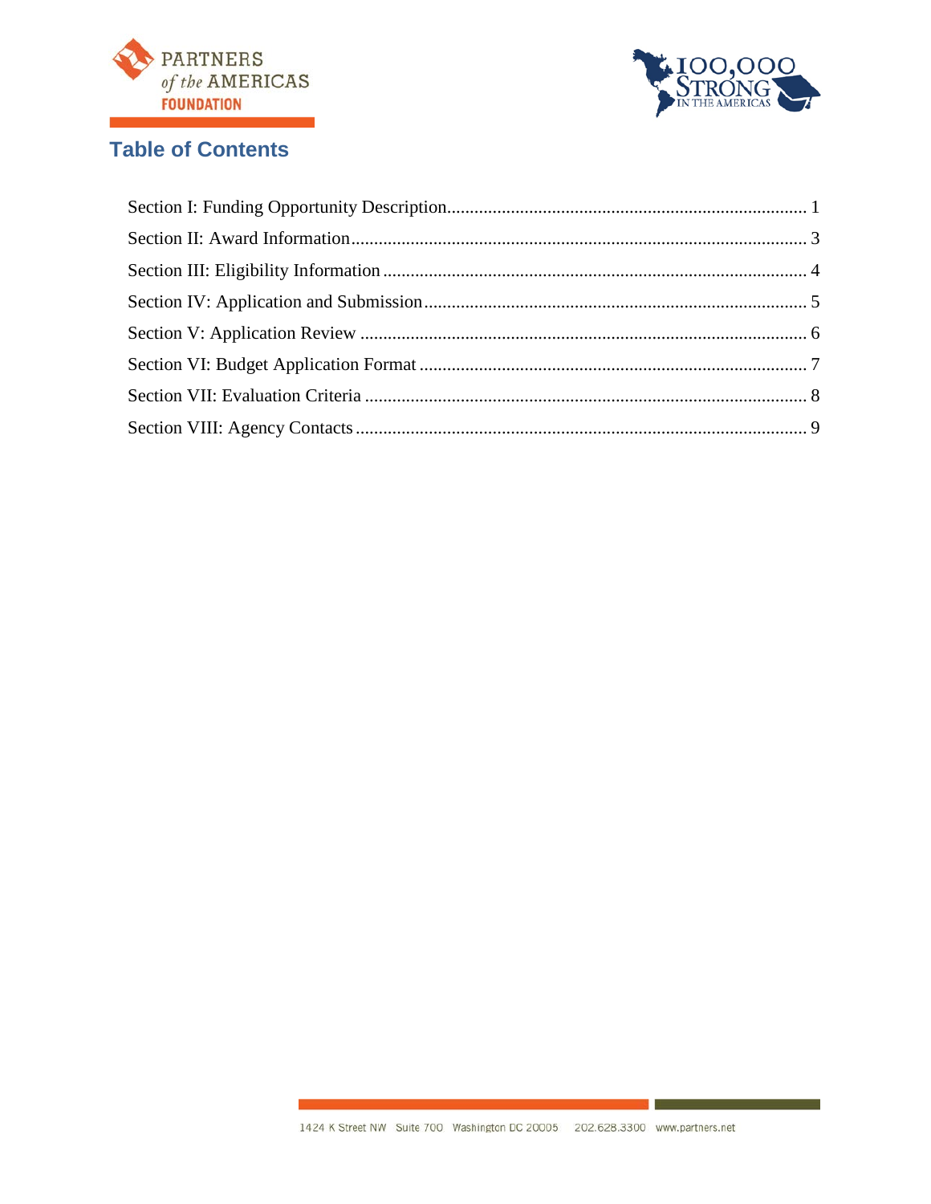## Table of Contents

Section I: Funding Opportunity Description ........................................................ 1

Section II: Award Information ........................................................................... 3

Section III: Eligibility Information ..................................................................... 4

Section IV: Application and Submission ............................................................ 5

Section V: Application Review .......................................................................... 6

Section VI: Budget Application Format .............................................................. 7

Section VII: Evaluation Criteria ......................................................................... 8

Section VIII: Agency Contacts ........................................................................... 9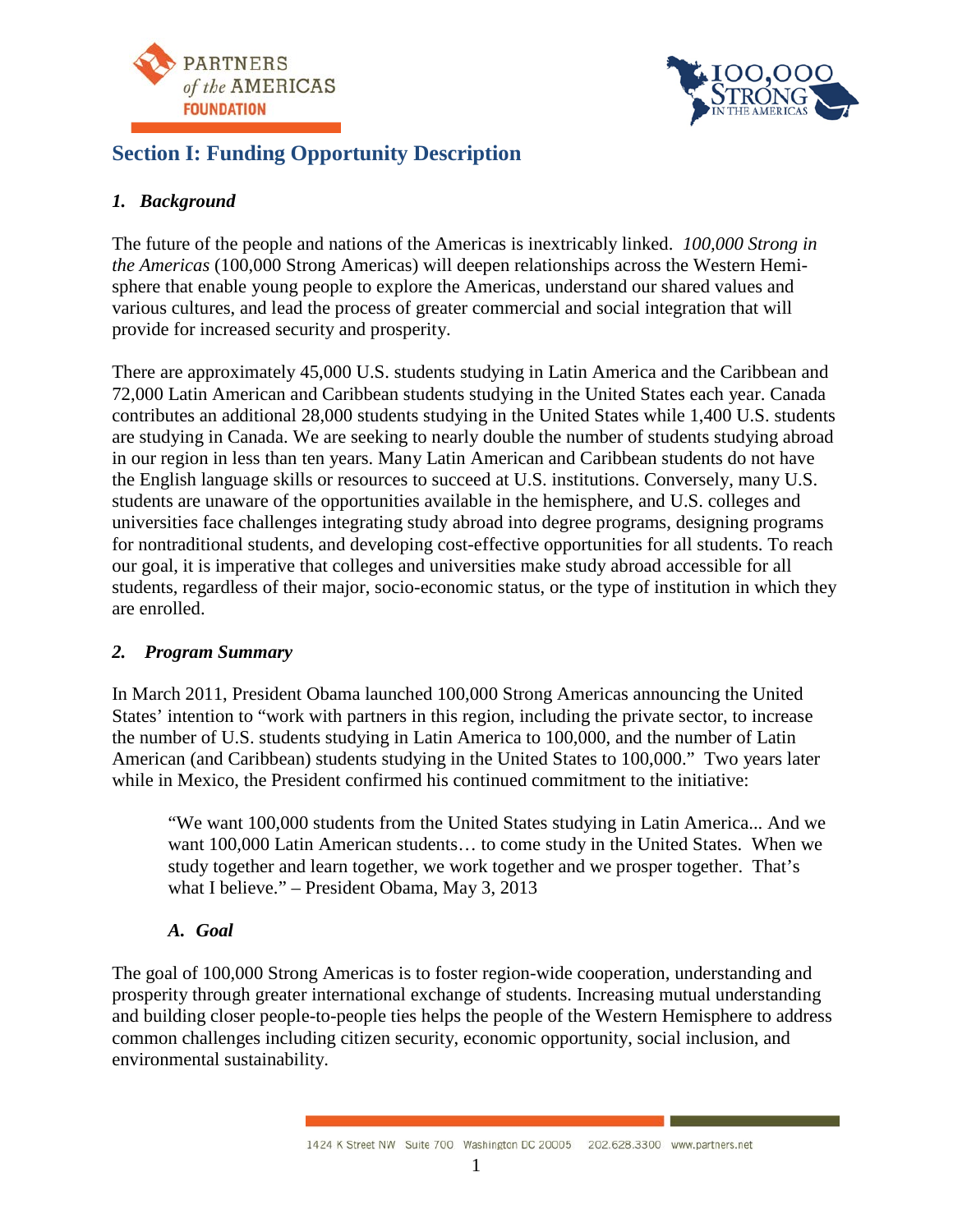## Section I: Funding Opportunity Description

### *1. Background*

The future of the people and nations of the Americas is inextricably linked. *100,000 Strong in the Americas* (100,000 Strong Americas) will deepen relationships across the Western Hemisphere that enable young people to explore the Americas, understand our shared values and various cultures, and lead the process of greater commercial and social integration that will provide for increased security and prosperity.

There are approximately 45,000 U.S. students studying in Latin America and the Caribbean and 72,000 Latin American and Caribbean students studying in the United States each year. Canada contributes an additional 28,000 students studying in the United States while 1,400 U.S. students are studying in Canada. We are seeking to nearly double the number of students studying abroad in our region in less than ten years. Many Latin American and Caribbean students do not have the English language skills or resources to succeed at U.S. institutions. Conversely, many U.S. students are unaware of the opportunities available in the hemisphere, and U.S. colleges and universities face challenges integrating study abroad into degree programs, designing programs for nontraditional students, and developing cost-effective opportunities for all students. To reach our goal, it is imperative that colleges and universities make study abroad accessible for all students, regardless of their major, socio-economic status, or the type of institution in which they are enrolled.

### *2. Program Summary*

In March 2011, President Obama launched 100,000 Strong Americas announcing the United States' intention to "work with partners in this region, including the private sector, to increase the number of U.S. students studying in Latin America to 100,000, and the number of Latin American (and Caribbean) students studying in the United States to 100,000." Two years later while in Mexico, the President confirmed his continued commitment to the initiative:

> "We want 100,000 students from the United States studying in Latin America... And we want 100,000 Latin American students… to come study in the United States. When we study together and learn together, we work together and we prosper together. That's what I believe." – President Obama, May 3, 2013

#### *A. Goal*

The goal of 100,000 Strong Americas is to foster region-wide cooperation, understanding and prosperity through greater international exchange of students. Increasing mutual understanding and building closer people-to-people ties helps the people of the Western Hemisphere to address common challenges including citizen security, economic opportunity, social inclusion, and environmental sustainability.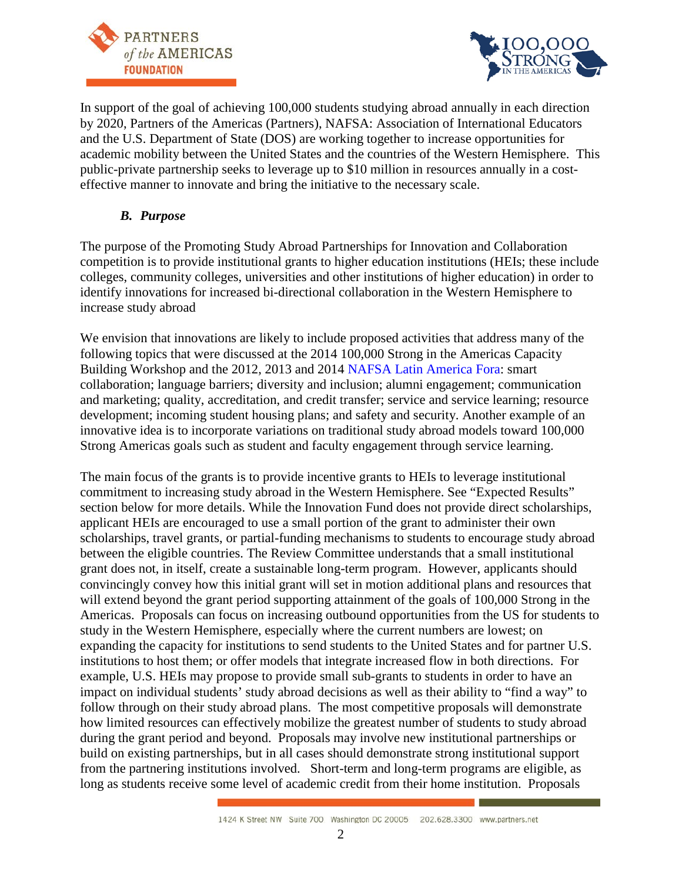In support of the goal of achieving 100,000 students studying abroad annually in each direction by 2020, Partners of the Americas (Partners), NAFSA: Association of International Educators and the U.S. Department of State (DOS) are working together to increase opportunities for academic mobility between the United States and the countries of the Western Hemisphere. This public-private partnership seeks to leverage up to $10 million in resources annually in a cost-effective manner to innovate and bring the initiative to the necessary scale.

### *B. Purpose*

The purpose of the Promoting Study Abroad Partnerships for Innovation and Collaboration competition is to provide institutional grants to higher education institutions (HEIs; these include colleges, community colleges, universities and other institutions of higher education) in order to identify innovations for increased bi-directional collaboration in the Western Hemisphere to increase study abroad

We envision that innovations are likely to include proposed activities that address many of the following topics that were discussed at the 2014 100,000 Strong in the Americas Capacity Building Workshop and the 2012, 2013 and 2014 NAFSA Latin America Fora: smart collaboration; language barriers; diversity and inclusion; alumni engagement; communication and marketing; quality, accreditation, and credit transfer; service and service learning; resource development; incoming student housing plans; and safety and security. Another example of an innovative idea is to incorporate variations on traditional study abroad models toward 100,000 Strong Americas goals such as student and faculty engagement through service learning.

The main focus of the grants is to provide incentive grants to HEIs to leverage institutional commitment to increasing study abroad in the Western Hemisphere. See "Expected Results" section below for more details. While the Innovation Fund does not provide direct scholarships, applicant HEIs are encouraged to use a small portion of the grant to administer their own scholarships, travel grants, or partial-funding mechanisms to students to encourage study abroad between the eligible countries. The Review Committee understands that a small institutional grant does not, in itself, create a sustainable long-term program. However, applicants should convincingly convey how this initial grant will set in motion additional plans and resources that will extend beyond the grant period supporting attainment of the goals of 100,000 Strong in the Americas. Proposals can focus on increasing outbound opportunities from the US for students to study in the Western Hemisphere, especially where the current numbers are lowest; on expanding the capacity for institutions to send students to the United States and for partner U.S. institutions to host them; or offer models that integrate increased flow in both directions. For example, U.S. HEIs may propose to provide small sub-grants to students in order to have an impact on individual students' study abroad decisions as well as their ability to "find a way" to follow through on their study abroad plans. The most competitive proposals will demonstrate how limited resources can effectively mobilize the greatest number of students to study abroad during the grant period and beyond. Proposals may involve new institutional partnerships or build on existing partnerships, but in all cases should demonstrate strong institutional support from the partnering institutions involved. Short-term and long-term programs are eligible, as long as students receive some level of academic credit from their home institution. Proposals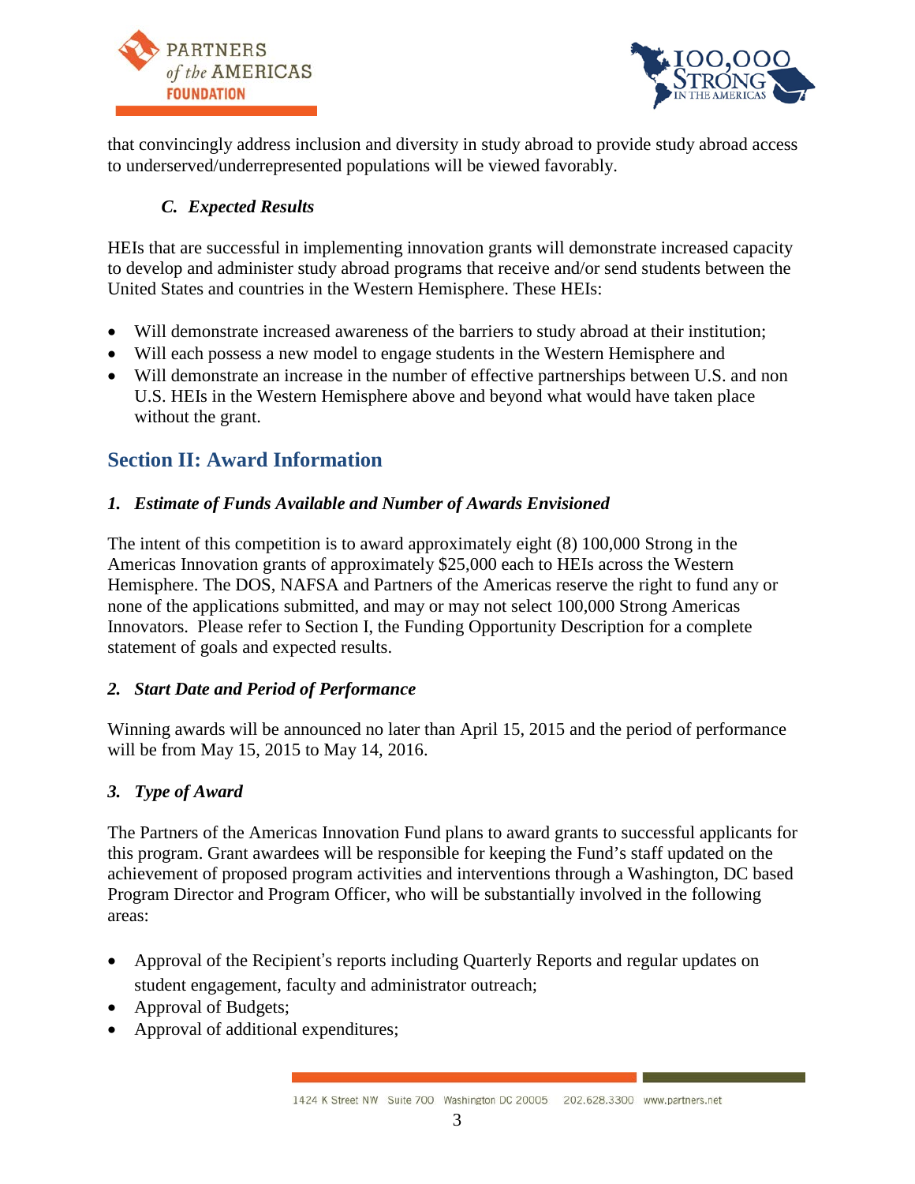that convincingly address inclusion and diversity in study abroad to provide study abroad access to underserved/underrepresented populations will be viewed favorably.

### *C. Expected Results*

HEIs that are successful in implementing innovation grants will demonstrate increased capacity to develop and administer study abroad programs that receive and/or send students between the United States and countries in the Western Hemisphere. These HEIs:

- Will demonstrate increased awareness of the barriers to study abroad at their institution;
- Will each possess a new model to engage students in the Western Hemisphere and
- Will demonstrate an increase in the number of effective partnerships between U.S. and non U.S. HEIs in the Western Hemisphere above and beyond what would have taken place without the grant.

## Section II: Award Information

### *1. Estimate of Funds Available and Number of Awards Envisioned*

The intent of this competition is to award approximately eight (8) 100,000 Strong in the Americas Innovation grants of approximately $25,000 each to HEIs across the Western Hemisphere. The DOS, NAFSA and Partners of the Americas reserve the right to fund any or none of the applications submitted, and may or may not select 100,000 Strong Americas Innovators. Please refer to Section I, the Funding Opportunity Description for a complete statement of goals and expected results.

### *2. Start Date and Period of Performance*

Winning awards will be announced no later than April 15, 2015 and the period of performance will be from May 15, 2015 to May 14, 2016.

### *3. Type of Award*

The Partners of the Americas Innovation Fund plans to award grants to successful applicants for this program. Grant awardees will be responsible for keeping the Fund's staff updated on the achievement of proposed program activities and interventions through a Washington, DC based Program Director and Program Officer, who will be substantially involved in the following areas:

- Approval of the Recipient's reports including Quarterly Reports and regular updates on student engagement, faculty and administrator outreach;
- Approval of Budgets;
- Approval of additional expenditures;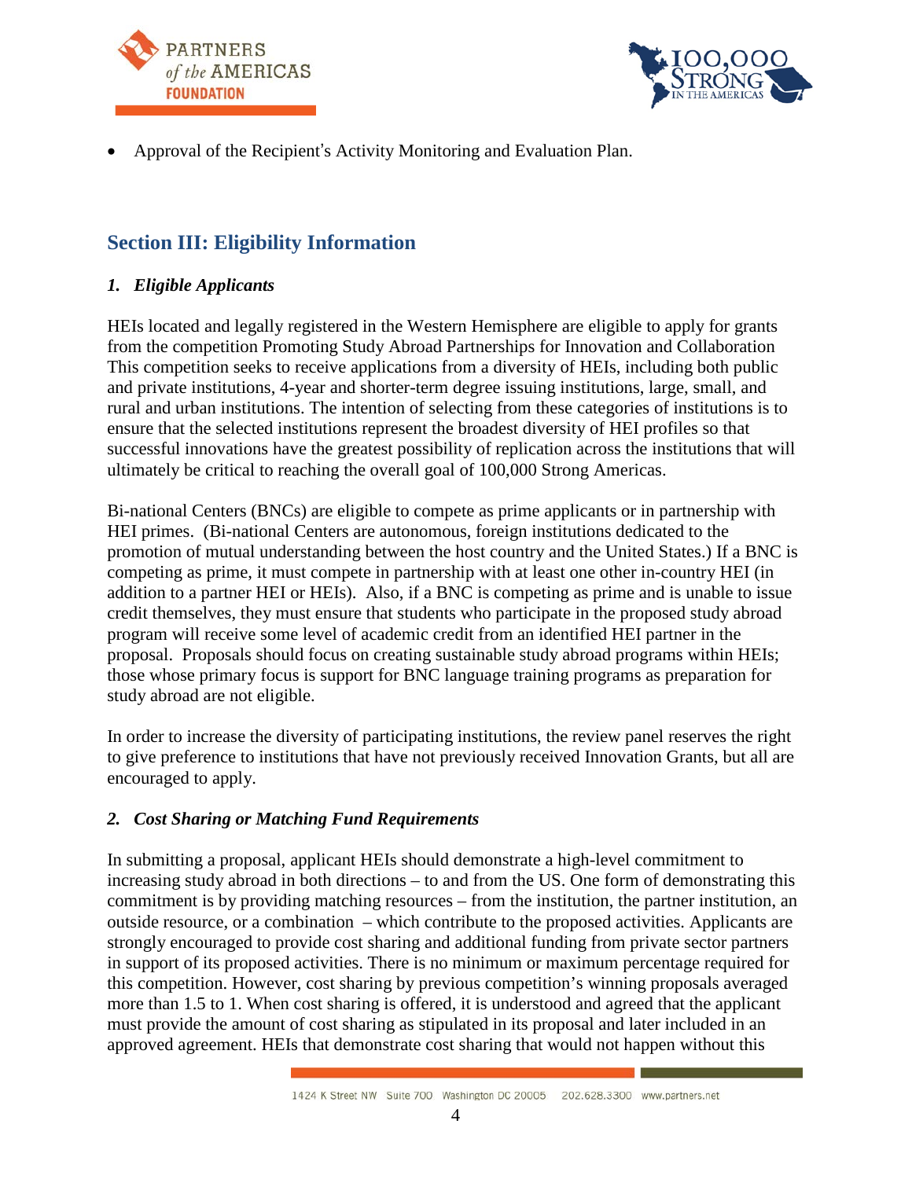- Approval of the Recipient's Activity Monitoring and Evaluation Plan.

## Section III: Eligibility Information

### *1. Eligible Applicants*

HEIs located and legally registered in the Western Hemisphere are eligible to apply for grants from the competition Promoting Study Abroad Partnerships for Innovation and Collaboration This competition seeks to receive applications from a diversity of HEIs, including both public and private institutions, 4-year and shorter-term degree issuing institutions, large, small, and rural and urban institutions. The intention of selecting from these categories of institutions is to ensure that the selected institutions represent the broadest diversity of HEI profiles so that successful innovations have the greatest possibility of replication across the institutions that will ultimately be critical to reaching the overall goal of 100,000 Strong Americas.

Bi-national Centers (BNCs) are eligible to compete as prime applicants or in partnership with HEI primes. (Bi-national Centers are autonomous, foreign institutions dedicated to the promotion of mutual understanding between the host country and the United States.) If a BNC is competing as prime, it must compete in partnership with at least one other in-country HEI (in addition to a partner HEI or HEIs). Also, if a BNC is competing as prime and is unable to issue credit themselves, they must ensure that students who participate in the proposed study abroad program will receive some level of academic credit from an identified HEI partner in the proposal. Proposals should focus on creating sustainable study abroad programs within HEIs; those whose primary focus is support for BNC language training programs as preparation for study abroad are not eligible.

In order to increase the diversity of participating institutions, the review panel reserves the right to give preference to institutions that have not previously received Innovation Grants, but all are encouraged to apply.

### *2. Cost Sharing or Matching Fund Requirements*

In submitting a proposal, applicant HEIs should demonstrate a high-level commitment to increasing study abroad in both directions – to and from the US. One form of demonstrating this commitment is by providing matching resources – from the institution, the partner institution, an outside resource, or a combination – which contribute to the proposed activities. Applicants are strongly encouraged to provide cost sharing and additional funding from private sector partners in support of its proposed activities. There is no minimum or maximum percentage required for this competition. However, cost sharing by previous competition's winning proposals averaged more than 1.5 to 1. When cost sharing is offered, it is understood and agreed that the applicant must provide the amount of cost sharing as stipulated in its proposal and later included in an approved agreement. HEIs that demonstrate cost sharing that would not happen without this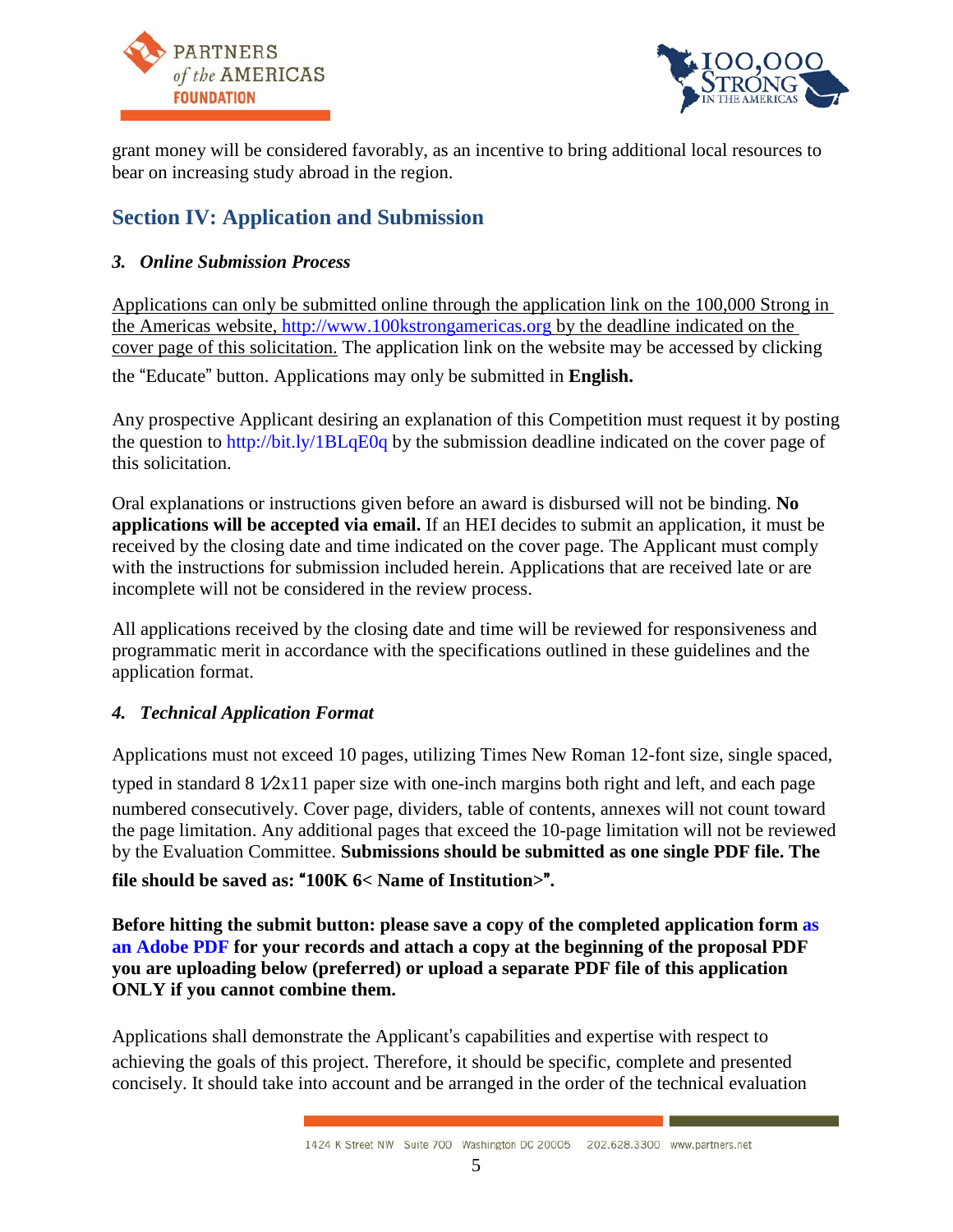grant money will be considered favorably, as an incentive to bring additional local resources to bear on increasing study abroad in the region.

## Section IV: Application and Submission

### *3. Online Submission Process*

Applications can only be submitted online through the application link on the 100,000 Strong in the Americas website, http://www.100kstrongamericas.org by the deadline indicated on the cover page of this solicitation. The application link on the website may be accessed by clicking the "Educate" button. Applications may only be submitted in **English.**

Any prospective Applicant desiring an explanation of this Competition must request it by posting the question to http://bit.ly/1BLqE0q by the submission deadline indicated on the cover page of this solicitation.

Oral explanations or instructions given before an award is disbursed will not be binding. **No applications will be accepted via email.** If an HEI decides to submit an application, it must be received by the closing date and time indicated on the cover page. The Applicant must comply with the instructions for submission included herein. Applications that are received late or are incomplete will not be considered in the review process.

All applications received by the closing date and time will be reviewed for responsiveness and programmatic merit in accordance with the specifications outlined in these guidelines and the application format.

### *4. Technical Application Format*

Applications must not exceed 10 pages, utilizing Times New Roman 12-font size, single spaced, typed in standard 8 1⁄2x11 paper size with one-inch margins both right and left, and each page numbered consecutively. Cover page, dividers, table of contents, annexes will not count toward the page limitation. Any additional pages that exceed the 10-page limitation will not be reviewed by the Evaluation Committee. **Submissions should be submitted as one single PDF file. The file should be saved as: "100K 6< Name of Institution>".**

**Before hitting the submit button: please save a copy of the completed application form as an Adobe PDF for your records and attach a copy at the beginning of the proposal PDF you are uploading below (preferred) or upload a separate PDF file of this application ONLY if you cannot combine them.**

Applications shall demonstrate the Applicant's capabilities and expertise with respect to achieving the goals of this project. Therefore, it should be specific, complete and presented concisely. It should take into account and be arranged in the order of the technical evaluation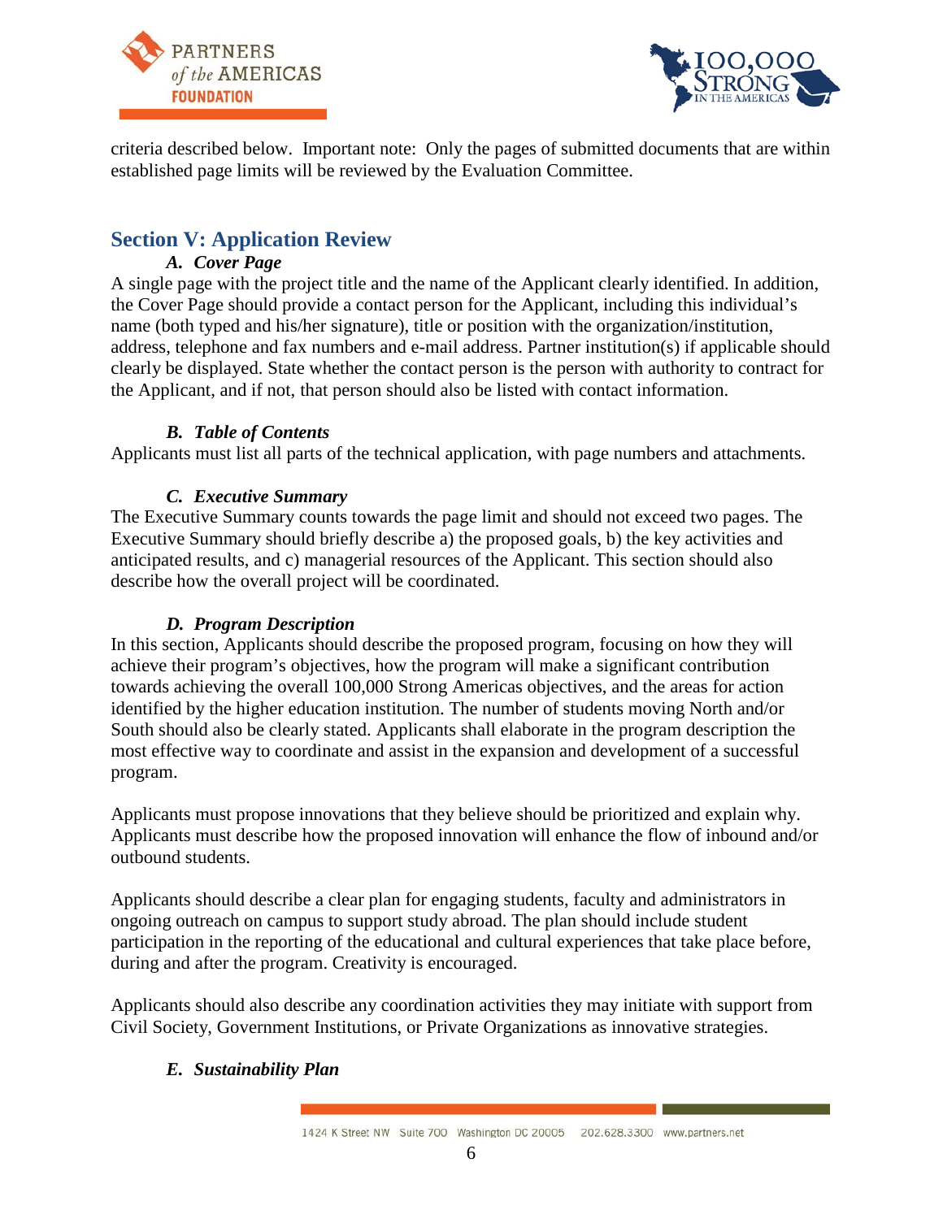criteria described below. Important note: Only the pages of submitted documents that are within established page limits will be reviewed by the Evaluation Committee.

## Section V: Application Review

### *A. Cover Page*

A single page with the project title and the name of the Applicant clearly identified. In addition, the Cover Page should provide a contact person for the Applicant, including this individual's name (both typed and his/her signature), title or position with the organization/institution, address, telephone and fax numbers and e-mail address. Partner institution(s) if applicable should clearly be displayed. State whether the contact person is the person with authority to contract for the Applicant, and if not, that person should also be listed with contact information.

### *B. Table of Contents*

Applicants must list all parts of the technical application, with page numbers and attachments.

### *C. Executive Summary*

The Executive Summary counts towards the page limit and should not exceed two pages. The Executive Summary should briefly describe a) the proposed goals, b) the key activities and anticipated results, and c) managerial resources of the Applicant. This section should also describe how the overall project will be coordinated.

### *D. Program Description*

In this section, Applicants should describe the proposed program, focusing on how they will achieve their program's objectives, how the program will make a significant contribution towards achieving the overall 100,000 Strong Americas objectives, and the areas for action identified by the higher education institution. The number of students moving North and/or South should also be clearly stated. Applicants shall elaborate in the program description the most effective way to coordinate and assist in the expansion and development of a successful program.

Applicants must propose innovations that they believe should be prioritized and explain why. Applicants must describe how the proposed innovation will enhance the flow of inbound and/or outbound students.

Applicants should describe a clear plan for engaging students, faculty and administrators in ongoing outreach on campus to support study abroad. The plan should include student participation in the reporting of the educational and cultural experiences that take place before, during and after the program. Creativity is encouraged.

Applicants should also describe any coordination activities they may initiate with support from Civil Society, Government Institutions, or Private Organizations as innovative strategies.

### *E. Sustainability Plan*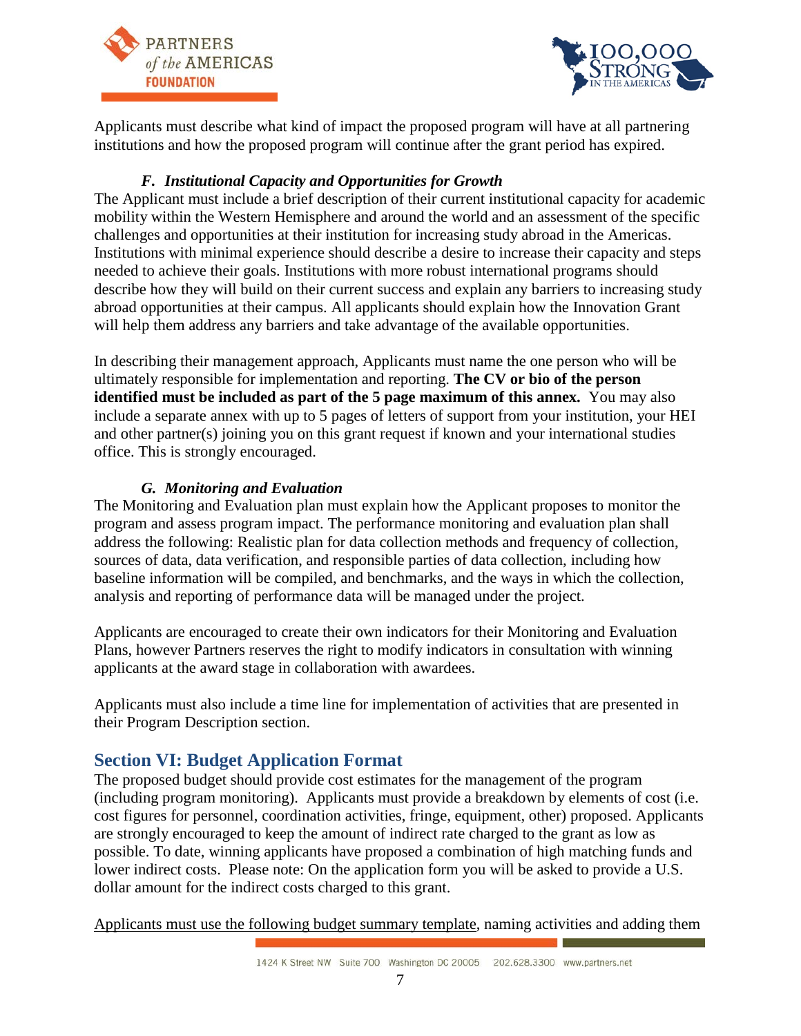Applicants must describe what kind of impact the proposed program will have at all partnering institutions and how the proposed program will continue after the grant period has expired.

### *F. Institutional Capacity and Opportunities for Growth*

The Applicant must include a brief description of their current institutional capacity for academic mobility within the Western Hemisphere and around the world and an assessment of the specific challenges and opportunities at their institution for increasing study abroad in the Americas. Institutions with minimal experience should describe a desire to increase their capacity and steps needed to achieve their goals. Institutions with more robust international programs should describe how they will build on their current success and explain any barriers to increasing study abroad opportunities at their campus. All applicants should explain how the Innovation Grant will help them address any barriers and take advantage of the available opportunities.

In describing their management approach, Applicants must name the one person who will be ultimately responsible for implementation and reporting. **The CV or bio of the person identified must be included as part of the 5 page maximum of this annex.** You may also include a separate annex with up to 5 pages of letters of support from your institution, your HEI and other partner(s) joining you on this grant request if known and your international studies office. This is strongly encouraged.

### *G. Monitoring and Evaluation*

The Monitoring and Evaluation plan must explain how the Applicant proposes to monitor the program and assess program impact. The performance monitoring and evaluation plan shall address the following: Realistic plan for data collection methods and frequency of collection, sources of data, data verification, and responsible parties of data collection, including how baseline information will be compiled, and benchmarks, and the ways in which the collection, analysis and reporting of performance data will be managed under the project.

Applicants are encouraged to create their own indicators for their Monitoring and Evaluation Plans, however Partners reserves the right to modify indicators in consultation with winning applicants at the award stage in collaboration with awardees.

Applicants must also include a time line for implementation of activities that are presented in their Program Description section.

## Section VI: Budget Application Format

The proposed budget should provide cost estimates for the management of the program (including program monitoring). Applicants must provide a breakdown by elements of cost (i.e. cost figures for personnel, coordination activities, fringe, equipment, other) proposed. Applicants are strongly encouraged to keep the amount of indirect rate charged to the grant as low as possible. To date, winning applicants have proposed a combination of high matching funds and lower indirect costs. Please note: On the application form you will be asked to provide a U.S. dollar amount for the indirect costs charged to this grant.

Applicants must use the following budget summary template, naming activities and adding them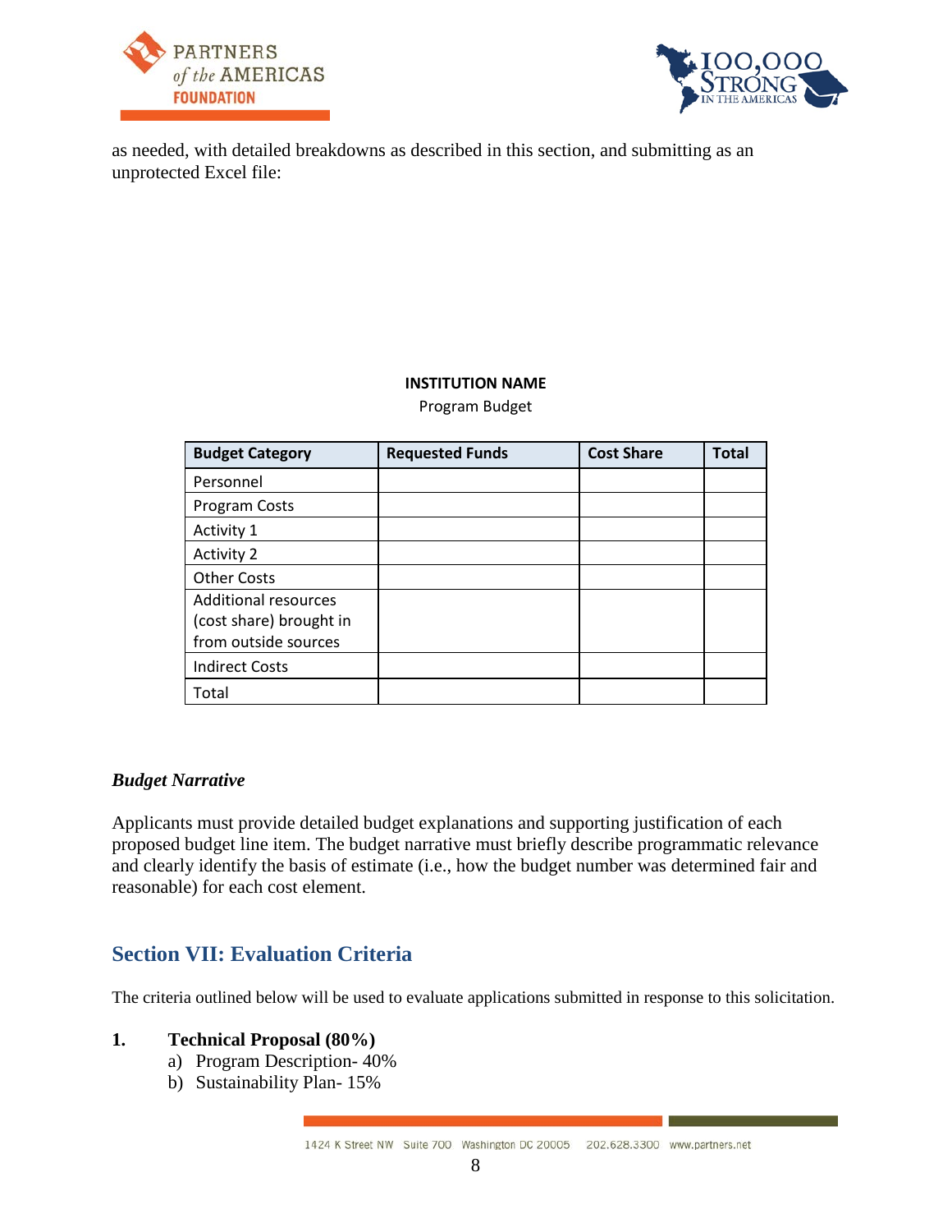as needed, with detailed breakdowns as described in this section, and submitting as an unprotected Excel file:

**INSTITUTION NAME**

Program Budget

| Budget Category | Requested Funds | Cost Share | Total |
|---|---|---|---|
| Personnel | | | |
| Program Costs | | | |
| Activity 1 | | | |
| Activity 2 | | | |
| Other Costs | | | |
| Additional resources (cost share) brought in from outside sources | | | |
| Indirect Costs | | | |
| Total | | | |

***Budget Narrative***

Applicants must provide detailed budget explanations and supporting justification of each proposed budget line item. The budget narrative must briefly describe programmatic relevance and clearly identify the basis of estimate (i.e., how the budget number was determined fair and reasonable) for each cost element.

## Section VII: Evaluation Criteria

The criteria outlined below will be used to evaluate applications submitted in response to this solicitation.

**1. Technical Proposal (80%)**

a) Program Description- 40%

b) Sustainability Plan- 15%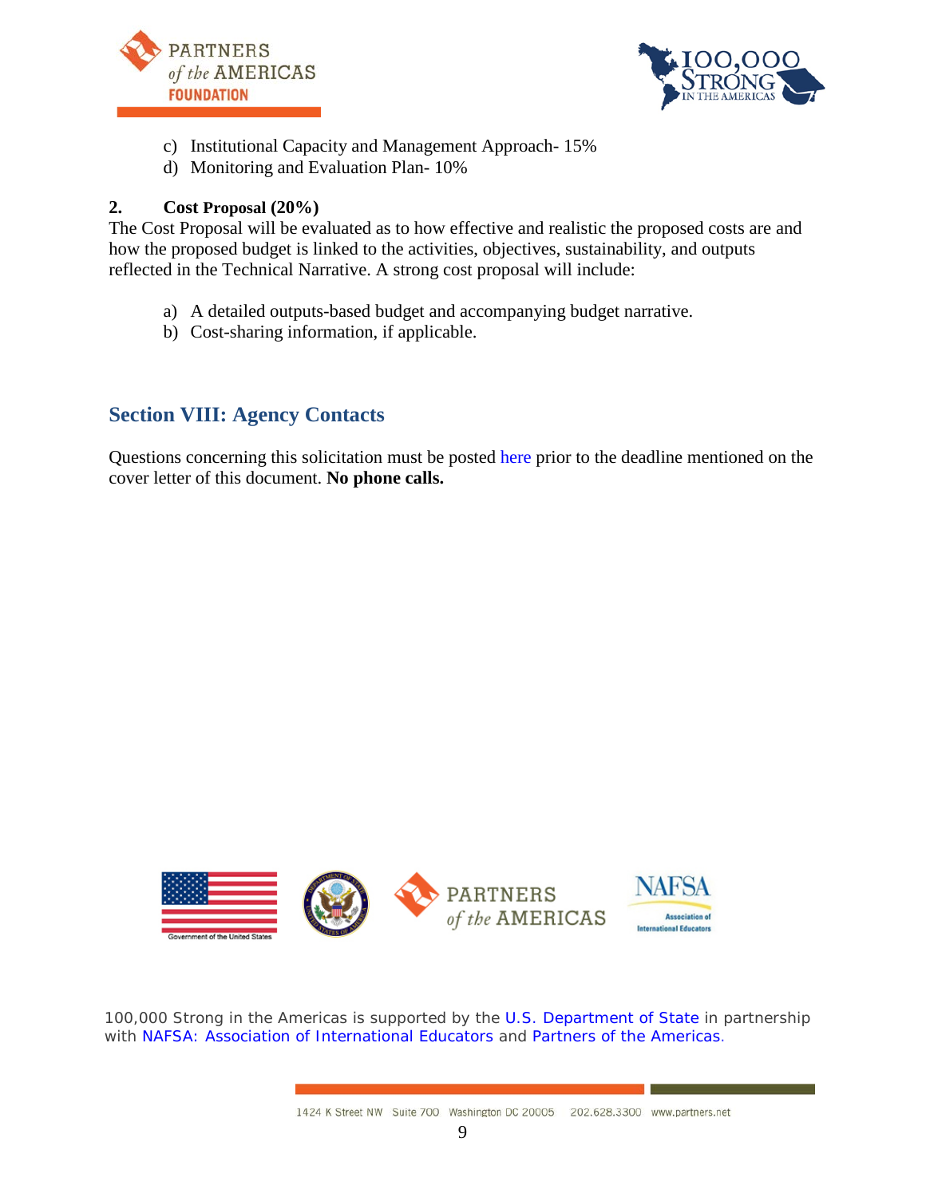c) Institutional Capacity and Management Approach- 15%
d) Monitoring and Evaluation Plan- 10%

**2. Cost Proposal (20%)**

The Cost Proposal will be evaluated as to how effective and realistic the proposed costs are and how the proposed budget is linked to the activities, objectives, sustainability, and outputs reflected in the Technical Narrative. A strong cost proposal will include:

a) A detailed outputs-based budget and accompanying budget narrative.
b) Cost-sharing information, if applicable.

## Section VIII: Agency Contacts

Questions concerning this solicitation must be posted here prior to the deadline mentioned on the cover letter of this document. **No phone calls.**

100,000 Strong in the Americas is supported by the U.S. Department of State in partnership with NAFSA: Association of International Educators and Partners of the Americas.